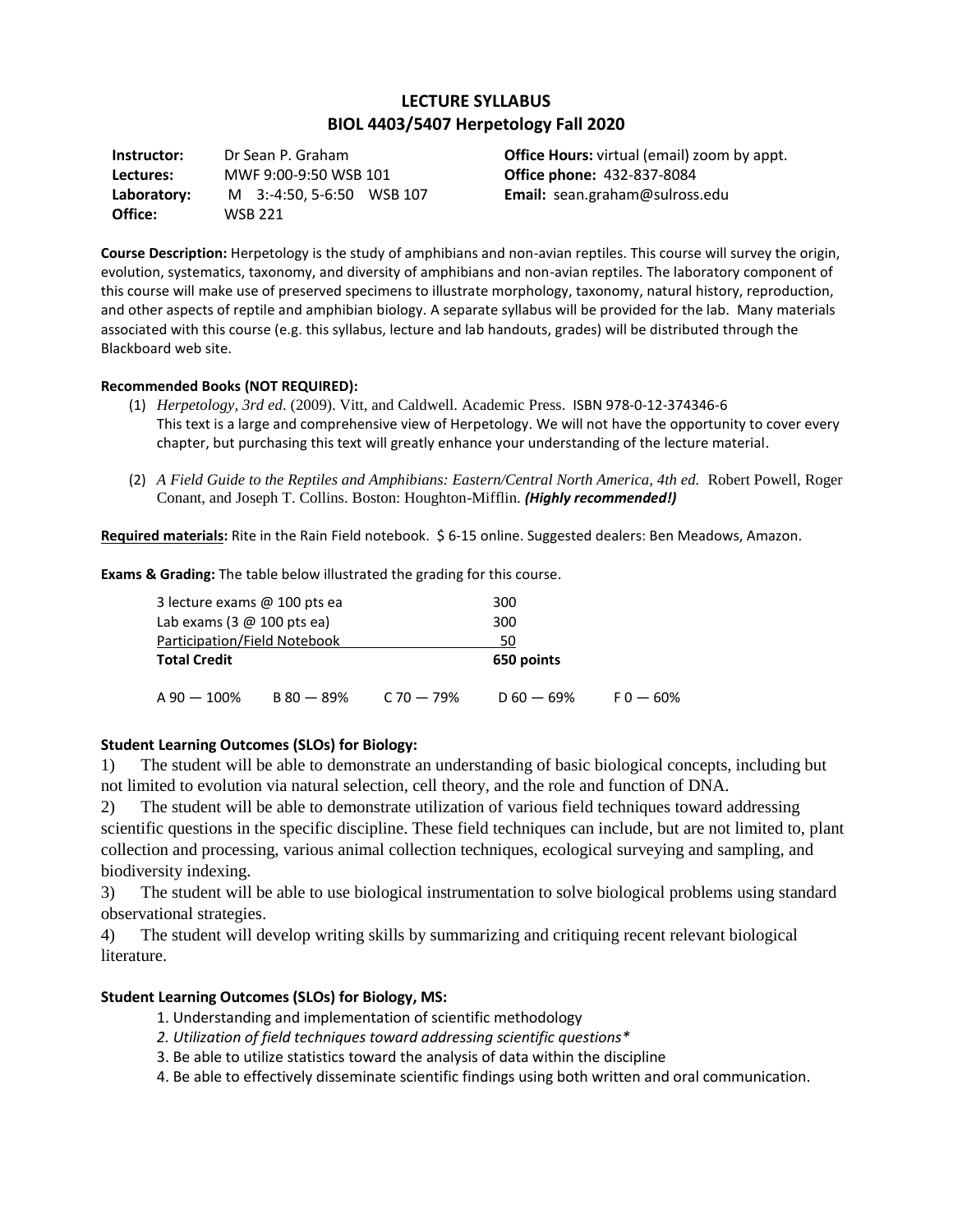# LECTURE SYLLABUS
## BIOL 4403/5407 Herpetology Fall 2020

| | | |
|---|---|---|
| **Instructor:** | Dr Sean P. Graham | **Office Hours:** virtual (email) zoom by appt. |
| **Lectures:** | MWF 9:00-9:50 WSB 101 | **Office phone:** 432-837-8084 |
| **Laboratory:** | M 3:-4:50, 5-6:50 WSB 107 | **Email:** sean.graham@sulross.edu |
| **Office:** | WSB 221 | |

**Course Description:** Herpetology is the study of amphibians and non-avian reptiles. This course will survey the origin, evolution, systematics, taxonomy, and diversity of amphibians and non-avian reptiles. The laboratory component of this course will make use of preserved specimens to illustrate morphology, taxonomy, natural history, reproduction, and other aspects of reptile and amphibian biology. A separate syllabus will be provided for the lab. Many materials associated with this course (e.g. this syllabus, lecture and lab handouts, grades) will be distributed through the Blackboard web site.

**Recommended Books (NOT REQUIRED):**

(1) *Herpetology, 3rd ed*. (2009). Vitt, and Caldwell. Academic Press. ISBN 978-0-12-374346-6
This text is a large and comprehensive view of Herpetology. We will not have the opportunity to cover every chapter, but purchasing this text will greatly enhance your understanding of the lecture material.

(2) *A Field Guide to the Reptiles and Amphibians: Eastern/Central North America, 4th ed.* Robert Powell, Roger Conant, and Joseph T. Collins. Boston: Houghton-Mifflin. ***(Highly recommended!)***

**Required materials:** Rite in the Rain Field notebook. $ 6-15 online. Suggested dealers: Ben Meadows, Amazon.

**Exams & Grading:** The table below illustrated the grading for this course.

| | |
|---|---|
| 3 lecture exams @ 100 pts ea | 300 |
| Lab exams (3 @ 100 pts ea) | 300 |
| Participation/Field Notebook | 50 |
| **Total Credit** | **650 points** |

A 90 — 100% B 80 — 89% C 70 — 79% D 60 — 69% F 0 — 60%

**Student Learning Outcomes (SLOs) for Biology:**

1) The student will be able to demonstrate an understanding of basic biological concepts, including but not limited to evolution via natural selection, cell theory, and the role and function of DNA.
2) The student will be able to demonstrate utilization of various field techniques toward addressing scientific questions in the specific discipline. These field techniques can include, but are not limited to, plant collection and processing, various animal collection techniques, ecological surveying and sampling, and biodiversity indexing.
3) The student will be able to use biological instrumentation to solve biological problems using standard observational strategies.
4) The student will develop writing skills by summarizing and critiquing recent relevant biological literature.

**Student Learning Outcomes (SLOs) for Biology, MS:**

1. Understanding and implementation of scientific methodology
2. *Utilization of field techniques toward addressing scientific questions**
3. Be able to utilize statistics toward the analysis of data within the discipline
4. Be able to effectively disseminate scientific findings using both written and oral communication.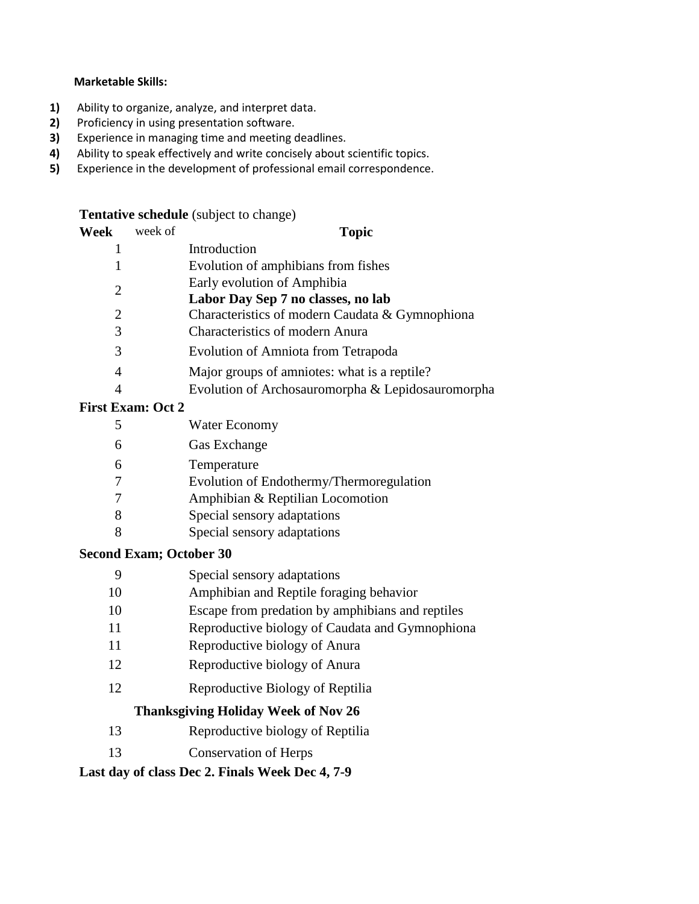**Marketable Skills:**

1) Ability to organize, analyze, and interpret data.
2) Proficiency in using presentation software.
3) Experience in managing time and meeting deadlines.
4) Ability to speak effectively and write concisely about scientific topics.
5) Experience in the development of professional email correspondence.

**Tentative schedule** (subject to change)

| **Week** | week of | **Topic** |
|---|---|---|
| 1 | | Introduction |
| 1 | | Evolution of amphibians from fishes |
| 2 | | Early evolution of Amphibia<br>**Labor Day Sep 7 no classes, no lab** |
| 2 | | Characteristics of modern Caudata & Gymnophiona |
| 3 | | Characteristics of modern Anura |
| 3 | | Evolution of Amniota from Tetrapoda |
| 4 | | Major groups of amniotes: what is a reptile? |
| 4 | | Evolution of Archosauromorpha & Lepidosauromorpha |
| **First Exam: Oct 2** | | |
| 5 | | Water Economy |
| 6 | | Gas Exchange |
| 6 | | Temperature |
| 7 | | Evolution of Endothermy/Thermoregulation |
| 7 | | Amphibian & Reptilian Locomotion |
| 8 | | Special sensory adaptations |
| 8 | | Special sensory adaptations |
| **Second Exam; October 30** | | |
| 9 | | Special sensory adaptations |
| 10 | | Amphibian and Reptile foraging behavior |
| 10 | | Escape from predation by amphibians and reptiles |
| 11 | | Reproductive biology of Caudata and Gymnophiona |
| 11 | | Reproductive biology of Anura |
| 12 | | Reproductive biology of Anura |
| 12 | | Reproductive Biology of Reptilia |
| | **Thanksgiving Holiday Week of Nov 26** | |
| 13 | | Reproductive biology of Reptilia |
| 13 | | Conservation of Herps |

**Last day of class Dec 2. Finals Week Dec 4, 7-9**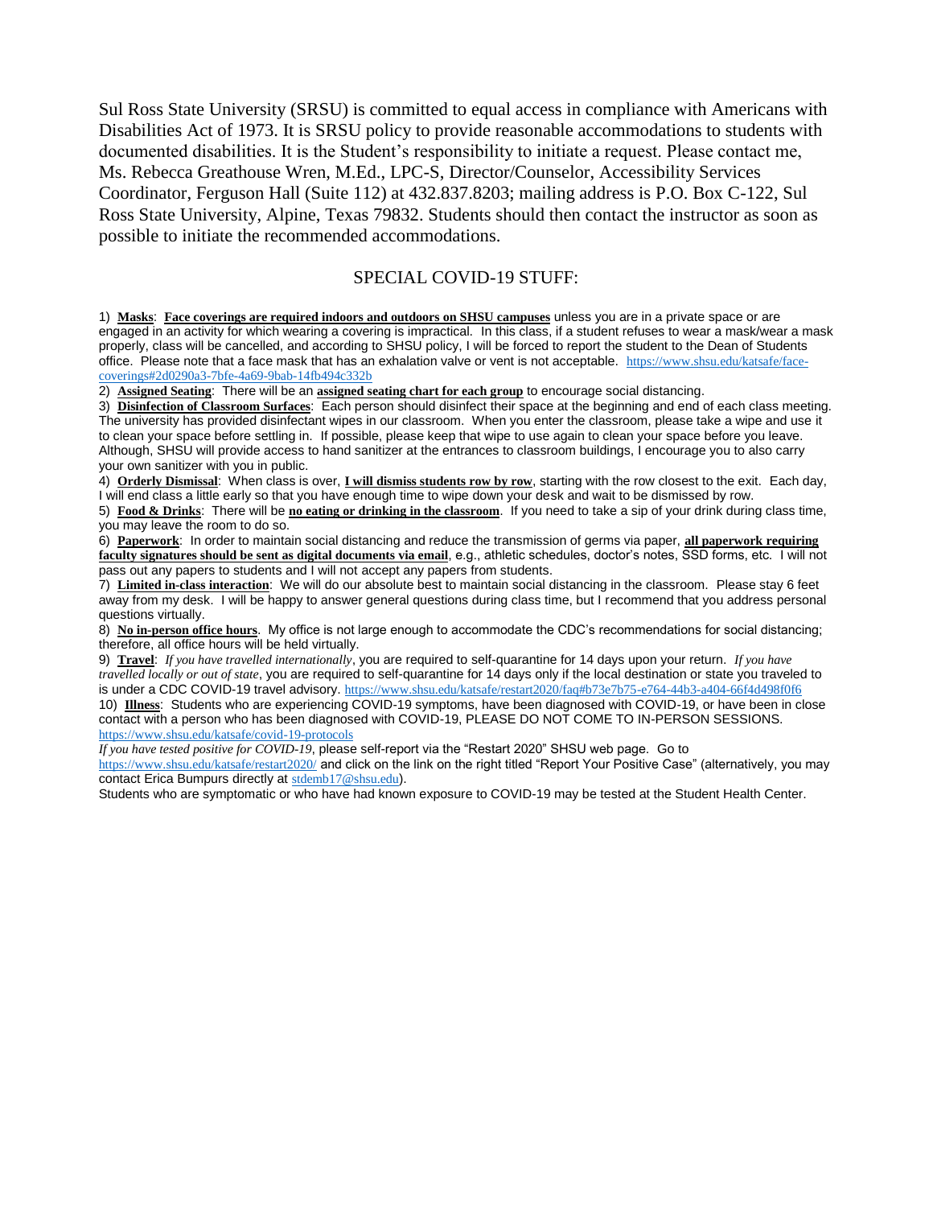Sul Ross State University (SRSU) is committed to equal access in compliance with Americans with Disabilities Act of 1973. It is SRSU policy to provide reasonable accommodations to students with documented disabilities. It is the Student's responsibility to initiate a request. Please contact me, Ms. Rebecca Greathouse Wren, M.Ed., LPC-S, Director/Counselor, Accessibility Services Coordinator, Ferguson Hall (Suite 112) at 432.837.8203; mailing address is P.O. Box C-122, Sul Ross State University, Alpine, Texas 79832. Students should then contact the instructor as soon as possible to initiate the recommended accommodations.

## SPECIAL COVID-19 STUFF:

1) **Masks**: **Face coverings are required indoors and outdoors on SHSU campuses** unless you are in a private space or are engaged in an activity for which wearing a covering is impractical. In this class, if a student refuses to wear a mask/wear a mask properly, class will be cancelled, and according to SHSU policy, I will be forced to report the student to the Dean of Students office. Please note that a face mask that has an exhalation valve or vent is not acceptable. https://www.shsu.edu/katsafe/face-coverings#2d0290a3-7bfe-4a69-9bab-14fb494c332b

2) **Assigned Seating**: There will be an **assigned seating chart for each group** to encourage social distancing.

3) **Disinfection of Classroom Surfaces**: Each person should disinfect their space at the beginning and end of each class meeting. The university has provided disinfectant wipes in our classroom. When you enter the classroom, please take a wipe and use it to clean your space before settling in. If possible, please keep that wipe to use again to clean your space before you leave. Although, SHSU will provide access to hand sanitizer at the entrances to classroom buildings, I encourage you to also carry your own sanitizer with you in public.

4) **Orderly Dismissal**: When class is over, **I will dismiss students row by row**, starting with the row closest to the exit. Each day, I will end class a little early so that you have enough time to wipe down your desk and wait to be dismissed by row.

5) **Food & Drinks**: There will be **no eating or drinking in the classroom**. If you need to take a sip of your drink during class time, you may leave the room to do so.

6) **Paperwork**: In order to maintain social distancing and reduce the transmission of germs via paper, **all paperwork requiring faculty signatures should be sent as digital documents via email**, e.g., athletic schedules, doctor's notes, SSD forms, etc. I will not pass out any papers to students and I will not accept any papers from students.

7) **Limited in-class interaction**: We will do our absolute best to maintain social distancing in the classroom. Please stay 6 feet away from my desk. I will be happy to answer general questions during class time, but I recommend that you address personal questions virtually.

8) **No in-person office hours**. My office is not large enough to accommodate the CDC's recommendations for social distancing; therefore, all office hours will be held virtually.

9) **Travel**: *If you have travelled internationally*, you are required to self-quarantine for 14 days upon your return. *If you have travelled locally or out of state*, you are required to self-quarantine for 14 days only if the local destination or state you traveled to is under a CDC COVID-19 travel advisory. https://www.shsu.edu/katsafe/restart2020/faq#b73e7b75-e764-44b3-a404-66f4d498f0f6

10) **Illness**: Students who are experiencing COVID-19 symptoms, have been diagnosed with COVID-19, or have been in close contact with a person who has been diagnosed with COVID-19, PLEASE DO NOT COME TO IN-PERSON SESSIONS. https://www.shsu.edu/katsafe/covid-19-protocols

*If you have tested positive for COVID-19*, please self-report via the "Restart 2020" SHSU web page. Go to https://www.shsu.edu/katsafe/restart2020/ and click on the link on the right titled "Report Your Positive Case" (alternatively, you may contact Erica Bumpurs directly at stdemb17@shsu.edu).

Students who are symptomatic or who have had known exposure to COVID-19 may be tested at the Student Health Center.